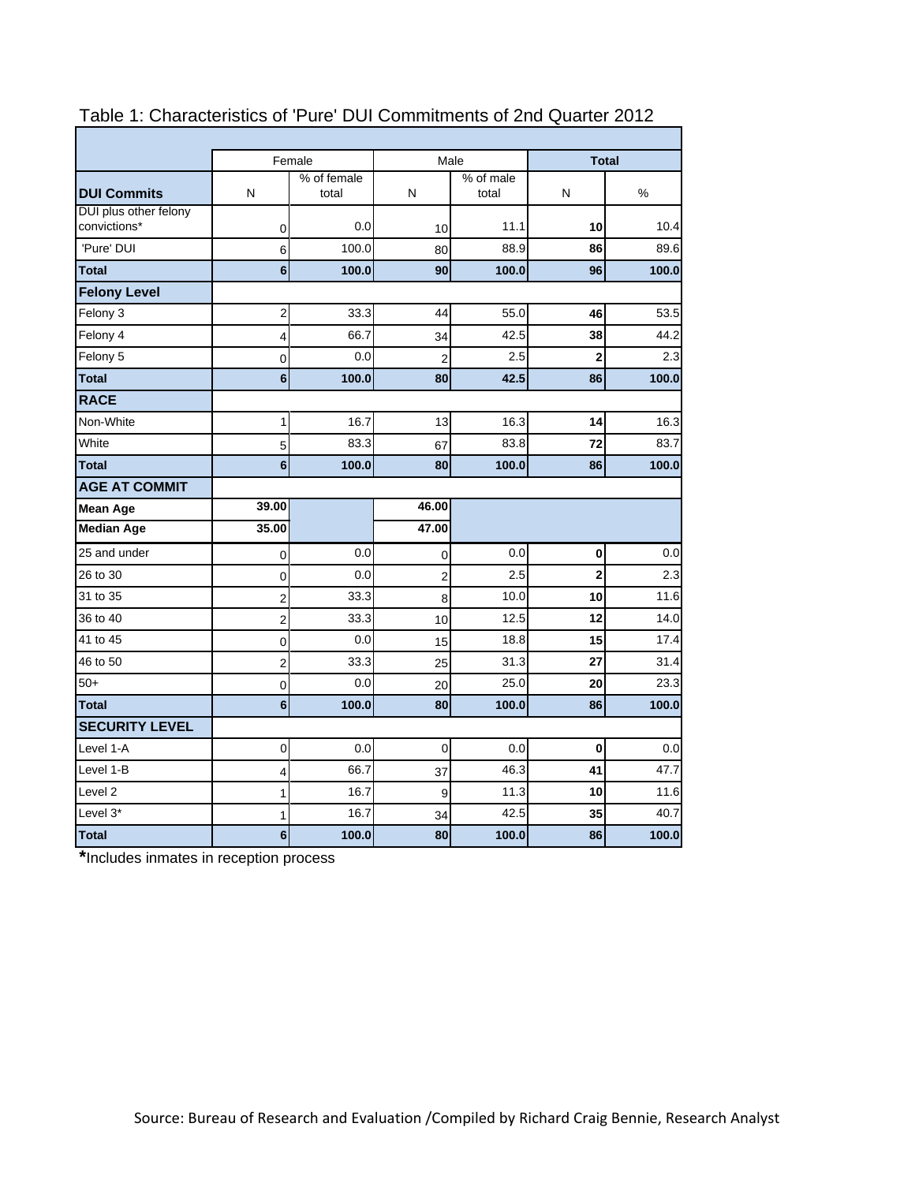# Table 1: Characteristics of 'Pure' DUI Commitments of 2nd Quarter 2012

| | Female | | Male | | **Total** | |
|---|---|---|---|---|---|---|
| **DUI Commits** | N | % of female total | N | % of male total | N | % |
| DUI plus other felony convictions* | 0 | 0.0 | 10 | 11.1 | **10** | 10.4 |
| 'Pure' DUI | 6 | 100.0 | 80 | 88.9 | **86** | 89.6 |
| **Total** | **6** | **100.0** | **90** | **100.0** | **96** | **100.0** |
| **Felony Level** | | | | | | |
| Felony 3 | 2 | 33.3 | 44 | 55.0 | **46** | 53.5 |
| Felony 4 | 4 | 66.7 | 34 | 42.5 | **38** | 44.2 |
| Felony 5 | 0 | 0.0 | 2 | 2.5 | **2** | 2.3 |
| **Total** | **6** | **100.0** | **80** | **42.5** | **86** | **100.0** |
| **RACE** | | | | | | |
| Non-White | 1 | 16.7 | 13 | 16.3 | **14** | 16.3 |
| White | 5 | 83.3 | 67 | 83.8 | **72** | 83.7 |
| **Total** | **6** | **100.0** | **80** | **100.0** | **86** | **100.0** |
| **AGE AT COMMIT** | | | | | | |
| **Mean Age** | **39.00** | | **46.00** | | | |
| **Median Age** | **35.00** | | **47.00** | | | |
| 25 and under | 0 | 0.0 | 0 | 0.0 | **0** | 0.0 |
| 26 to 30 | 0 | 0.0 | 2 | 2.5 | **2** | 2.3 |
| 31 to 35 | 2 | 33.3 | 8 | 10.0 | **10** | 11.6 |
| 36 to 40 | 2 | 33.3 | 10 | 12.5 | **12** | 14.0 |
| 41 to 45 | 0 | 0.0 | 15 | 18.8 | **15** | 17.4 |
| 46 to 50 | 2 | 33.3 | 25 | 31.3 | **27** | 31.4 |
| 50+ | 0 | 0.0 | 20 | 25.0 | **20** | 23.3 |
| **Total** | **6** | **100.0** | **80** | **100.0** | **86** | **100.0** |
| **SECURITY LEVEL** | | | | | | |
| Level 1-A | 0 | 0.0 | 0 | 0.0 | **0** | 0.0 |
| Level 1-B | 4 | 66.7 | 37 | 46.3 | **41** | 47.7 |
| Level 2 | 1 | 16.7 | 9 | 11.3 | **10** | 11.6 |
| Level 3* | 1 | 16.7 | 34 | 42.5 | **35** | 40.7 |
| **Total** | **6** | **100.0** | **80** | **100.0** | **86** | **100.0** |

**\***Includes inmates in reception process

Source: Bureau of Research and Evaluation /Compiled by Richard Craig Bennie, Research Analyst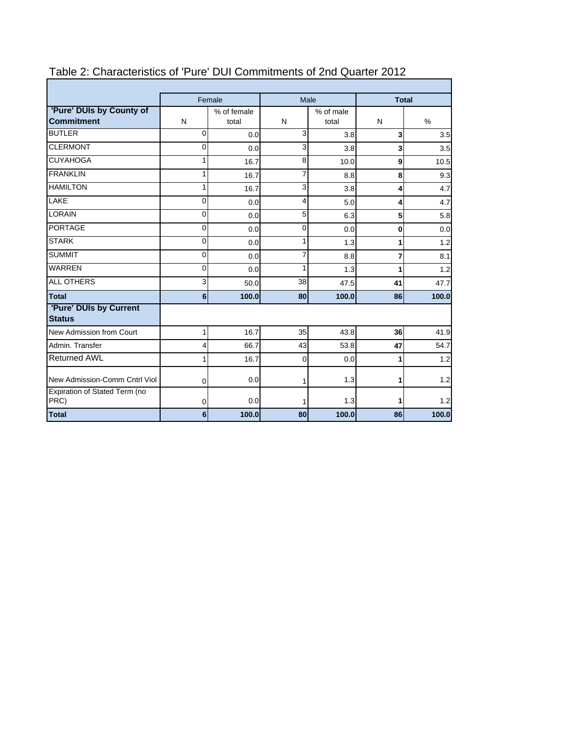# Table 2: Characteristics of 'Pure' DUI Commitments of 2nd Quarter 2012

| | Female | | Male | | Total | |
|---|---|---|---|---|---|---|
| **'Pure' DUIs by County of Commitment** | N | % of female total | N | % of male total | N | % |
| BUTLER | 0 | 0.0 | 3 | 3.8 | **3** | 3.5 |
| CLERMONT | 0 | 0.0 | 3 | 3.8 | **3** | 3.5 |
| CUYAHOGA | 1 | 16.7 | 8 | 10.0 | **9** | 10.5 |
| FRANKLIN | 1 | 16.7 | 7 | 8.8 | **8** | 9.3 |
| HAMILTON | 1 | 16.7 | 3 | 3.8 | **4** | 4.7 |
| LAKE | 0 | 0.0 | 4 | 5.0 | **4** | 4.7 |
| LORAIN | 0 | 0.0 | 5 | 6.3 | **5** | 5.8 |
| PORTAGE | 0 | 0.0 | 0 | 0.0 | **0** | 0.0 |
| STARK | 0 | 0.0 | 1 | 1.3 | **1** | 1.2 |
| SUMMIT | 0 | 0.0 | 7 | 8.8 | **7** | 8.1 |
| WARREN | 0 | 0.0 | 1 | 1.3 | **1** | 1.2 |
| ALL OTHERS | 3 | 50.0 | 38 | 47.5 | **41** | 47.7 |
| **Total** | **6** | **100.0** | **80** | **100.0** | **86** | **100.0** |
| **'Pure' DUIs by Current Status** | | | | | | |
| New Admission from Court | 1 | 16.7 | 35 | 43.8 | **36** | 41.9 |
| Admin. Transfer | 4 | 66.7 | 43 | 53.8 | **47** | 54.7 |
| Returned AWL | 1 | 16.7 | 0 | 0.0 | **1** | 1.2 |
| New Admission-Comm Cntrl Viol | 0 | 0.0 | 1 | 1.3 | **1** | 1.2 |
| Expiration of Stated Term (no PRC) | 0 | 0.0 | 1 | 1.3 | **1** | 1.2 |
| **Total** | **6** | **100.0** | **80** | **100.0** | **86** | **100.0** |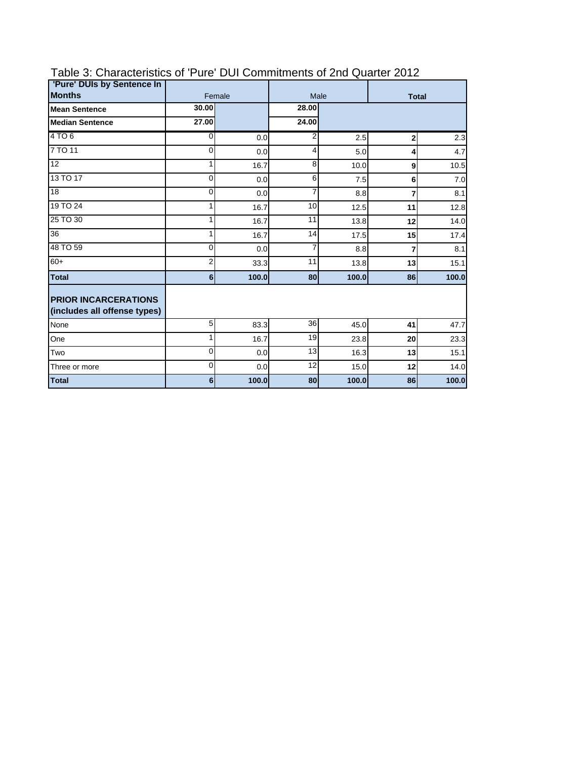Table 3: Characteristics of 'Pure' DUI Commitments of 2nd Quarter 2012

| 'Pure' DUIs by Sentence In Months | Female | | Male | | Total | |
|---|---|---|---|---|---|---|
| **Mean Sentence** | **30.00** | | **28.00** | | | |
| **Median Sentence** | **27.00** | | **24.00** | | | |
| 4 TO 6 | 0 | 0.0 | 2 | 2.5 | **2** | 2.3 |
| 7 TO 11 | 0 | 0.0 | 4 | 5.0 | **4** | 4.7 |
| 12 | 1 | 16.7 | 8 | 10.0 | **9** | 10.5 |
| 13 TO 17 | 0 | 0.0 | 6 | 7.5 | **6** | 7.0 |
| 18 | 0 | 0.0 | 7 | 8.8 | **7** | 8.1 |
| 19 TO 24 | 1 | 16.7 | 10 | 12.5 | **11** | 12.8 |
| 25 TO 30 | 1 | 16.7 | 11 | 13.8 | **12** | 14.0 |
| 36 | 1 | 16.7 | 14 | 17.5 | **15** | 17.4 |
| 48 TO 59 | 0 | 0.0 | 7 | 8.8 | **7** | 8.1 |
| 60+ | 2 | 33.3 | 11 | 13.8 | **13** | 15.1 |
| **Total** | **6** | **100.0** | **80** | **100.0** | **86** | **100.0** |
| **PRIOR INCARCERATIONS (includes all offense types)** | | | | | | |
| None | 5 | 83.3 | 36 | 45.0 | **41** | 47.7 |
| One | 1 | 16.7 | 19 | 23.8 | **20** | 23.3 |
| Two | 0 | 0.0 | 13 | 16.3 | **13** | 15.1 |
| Three or more | 0 | 0.0 | 12 | 15.0 | **12** | 14.0 |
| **Total** | **6** | **100.0** | **80** | **100.0** | **86** | **100.0** |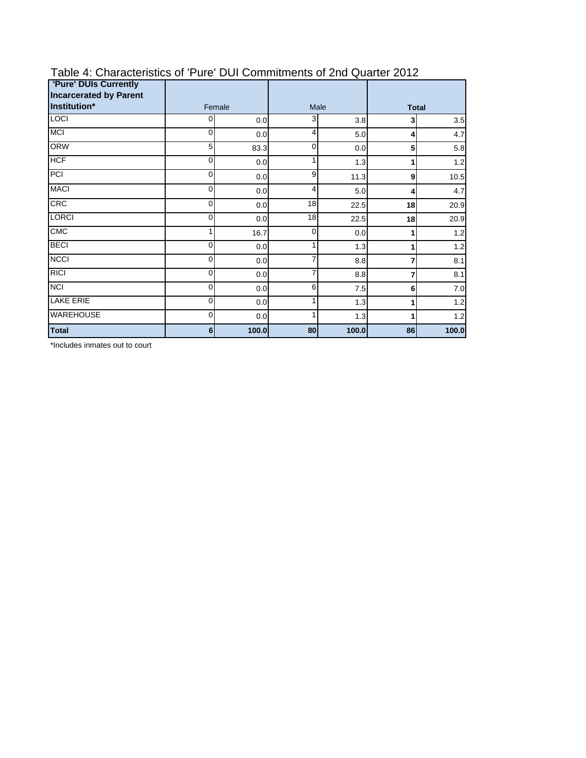Table 4: Characteristics of 'Pure' DUI Commitments of 2nd Quarter 2012

| 'Pure' DUIs Currently Incarcerated by Parent Institution* | Female | | Male | | **Total** | |
|---|---|---|---|---|---|---|
| LOCI | 0 | 0.0 | 3 | 3.8 | **3** | 3.5 |
| MCI | 0 | 0.0 | 4 | 5.0 | **4** | 4.7 |
| ORW | 5 | 83.3 | 0 | 0.0 | **5** | 5.8 |
| HCF | 0 | 0.0 | 1 | 1.3 | **1** | 1.2 |
| PCI | 0 | 0.0 | 9 | 11.3 | **9** | 10.5 |
| MACI | 0 | 0.0 | 4 | 5.0 | **4** | 4.7 |
| CRC | 0 | 0.0 | 18 | 22.5 | **18** | 20.9 |
| LORCI | 0 | 0.0 | 18 | 22.5 | **18** | 20.9 |
| CMC | 1 | 16.7 | 0 | 0.0 | **1** | 1.2 |
| BECI | 0 | 0.0 | 1 | 1.3 | **1** | 1.2 |
| NCCI | 0 | 0.0 | 7 | 8.8 | **7** | 8.1 |
| RICI | 0 | 0.0 | 7 | 8.8 | **7** | 8.1 |
| NCI | 0 | 0.0 | 6 | 7.5 | **6** | 7.0 |
| LAKE ERIE | 0 | 0.0 | 1 | 1.3 | **1** | 1.2 |
| WAREHOUSE | 0 | 0.0 | 1 | 1.3 | **1** | 1.2 |
| **Total** | **6** | **100.0** | **80** | **100.0** | **86** | **100.0** |

*Includes inmates out to court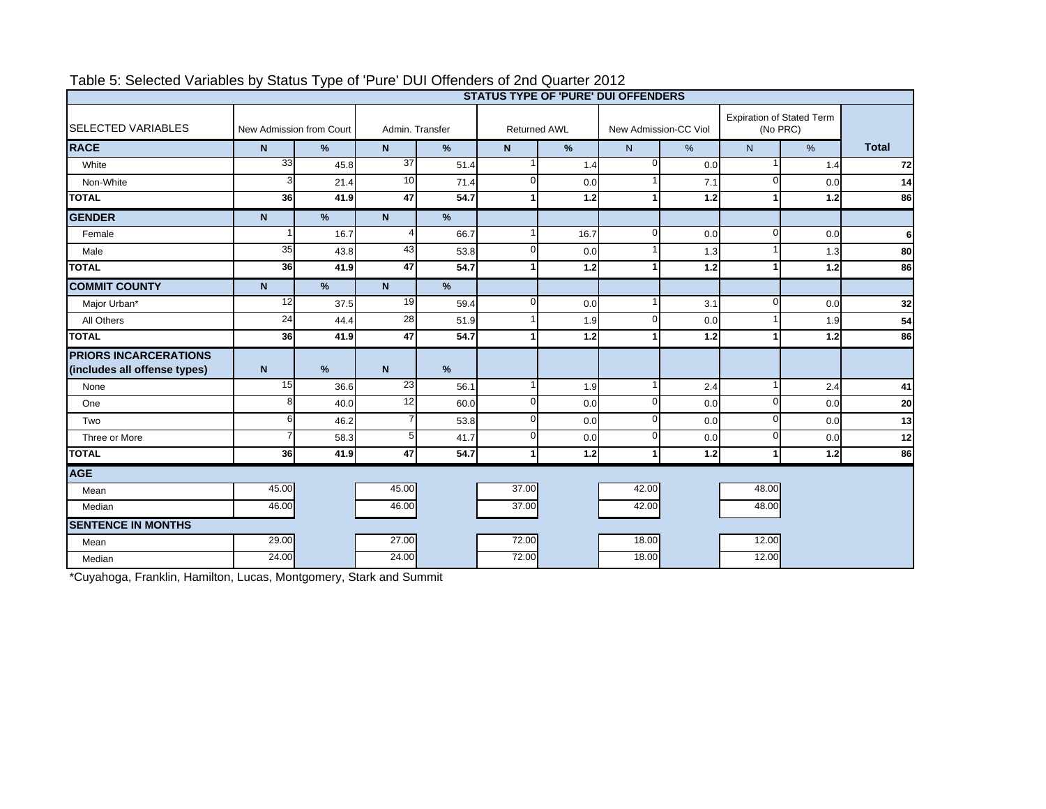Table 5: Selected Variables by Status Type of 'Pure' DUI Offenders of 2nd Quarter 2012

| SELECTED VARIABLES | STATUS TYPE OF 'PURE' DUI OFFENDERS | | | | | | | | | | |
|---|---|---|---|---|---|---|---|---|---|---|---|
| | New Admission from Court | | Admin. Transfer | | Returned AWL | | New Admission-CC Viol | | Expiration of Stated Term (No PRC) | | |
| **RACE** | **N** | **%** | **N** | **%** | **N** | **%** | N | % | N | % | **Total** |
| White | 33 | 45.8 | 37 | 51.4 | 1 | 1.4 | 0 | 0.0 | 1 | 1.4 | **72** |
| Non-White | 3 | 21.4 | 10 | 71.4 | 0 | 0.0 | 1 | 7.1 | 0 | 0.0 | **14** |
| **TOTAL** | **36** | **41.9** | **47** | **54.7** | **1** | **1.2** | **1** | **1.2** | **1** | **1.2** | **86** |
| **GENDER** | **N** | **%** | **N** | **%** | | | | | | | |
| Female | 1 | 16.7 | 4 | 66.7 | 1 | 16.7 | 0 | 0.0 | 0 | 0.0 | **6** |
| Male | 35 | 43.8 | 43 | 53.8 | 0 | 0.0 | 1 | 1.3 | 1 | 1.3 | **80** |
| **TOTAL** | **36** | **41.9** | **47** | **54.7** | **1** | **1.2** | **1** | **1.2** | **1** | **1.2** | **86** |
| **COMMIT COUNTY** | **N** | **%** | **N** | **%** | | | | | | | |
| Major Urban* | 12 | 37.5 | 19 | 59.4 | 0 | 0.0 | 1 | 3.1 | 0 | 0.0 | **32** |
| All Others | 24 | 44.4 | 28 | 51.9 | 1 | 1.9 | 0 | 0.0 | 1 | 1.9 | **54** |
| **TOTAL** | **36** | **41.9** | **47** | **54.7** | **1** | **1.2** | **1** | **1.2** | **1** | **1.2** | **86** |
| **PRIORS INCARCERATIONS (includes all offense types)** | **N** | **%** | **N** | **%** | | | | | | | |
| None | 15 | 36.6 | 23 | 56.1 | 1 | 1.9 | 1 | 2.4 | 1 | 2.4 | **41** |
| One | 8 | 40.0 | 12 | 60.0 | 0 | 0.0 | 0 | 0.0 | 0 | 0.0 | **20** |
| Two | 6 | 46.2 | 7 | 53.8 | 0 | 0.0 | 0 | 0.0 | 0 | 0.0 | **13** |
| Three or More | 7 | 58.3 | 5 | 41.7 | 0 | 0.0 | 0 | 0.0 | 0 | 0.0 | **12** |
| **TOTAL** | **36** | **41.9** | **47** | **54.7** | **1** | **1.2** | **1** | **1.2** | **1** | **1.2** | **86** |
| **AGE** | | | | | | | | | | | |
| Mean | 45.00 | | 45.00 | | 37.00 | | 42.00 | | 48.00 | | |
| Median | 46.00 | | 46.00 | | 37.00 | | 42.00 | | 48.00 | | |
| **SENTENCE IN MONTHS** | | | | | | | | | | | |
| Mean | 29.00 | | 27.00 | | 72.00 | | 18.00 | | 12.00 | | |
| Median | 24.00 | | 24.00 | | 72.00 | | 18.00 | | 12.00 | | |

*Cuyahoga, Franklin, Hamilton, Lucas, Montgomery, Stark and Summit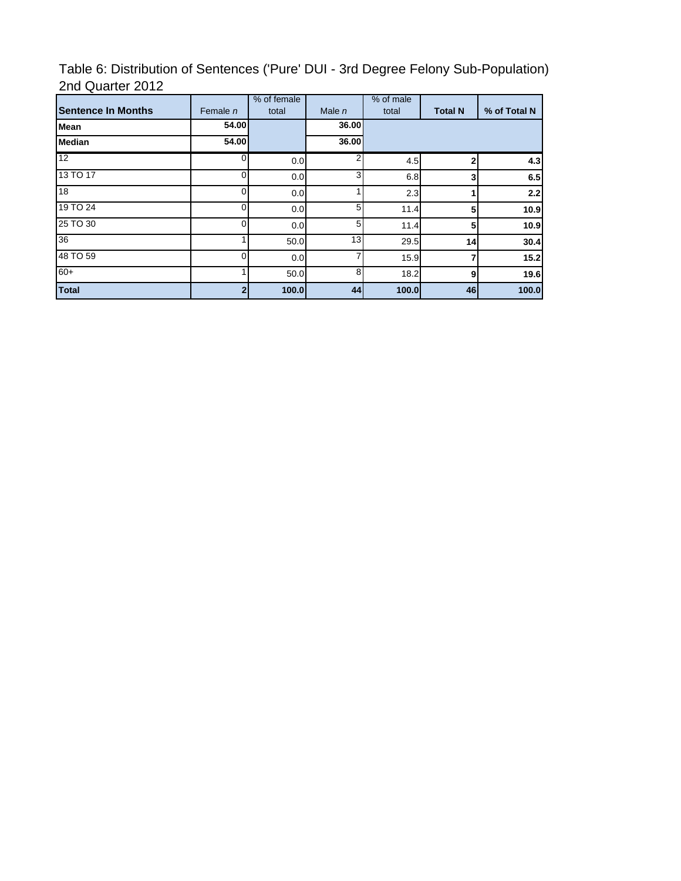Table 6: Distribution of Sentences ('Pure' DUI - 3rd Degree Felony Sub-Population) 2nd Quarter 2012

| Sentence In Months | Female *n* | % of female total | Male *n* | % of male total | Total N | % of Total N |
|---|---|---|---|---|---|---|
| **Mean** | **54.00** | | **36.00** | | | |
| **Median** | **54.00** | | **36.00** | | | |
| 12 | 0 | 0.0 | 2 | 4.5 | **2** | **4.3** |
| 13 TO 17 | 0 | 0.0 | 3 | 6.8 | **3** | **6.5** |
| 18 | 0 | 0.0 | 1 | 2.3 | **1** | **2.2** |
| 19 TO 24 | 0 | 0.0 | 5 | 11.4 | **5** | **10.9** |
| 25 TO 30 | 0 | 0.0 | 5 | 11.4 | **5** | **10.9** |
| 36 | 1 | 50.0 | 13 | 29.5 | **14** | **30.4** |
| 48 TO 59 | 0 | 0.0 | 7 | 15.9 | **7** | **15.2** |
| 60+ | 1 | 50.0 | 8 | 18.2 | **9** | **19.6** |
| **Total** | **2** | **100.0** | **44** | **100.0** | **46** | **100.0** |